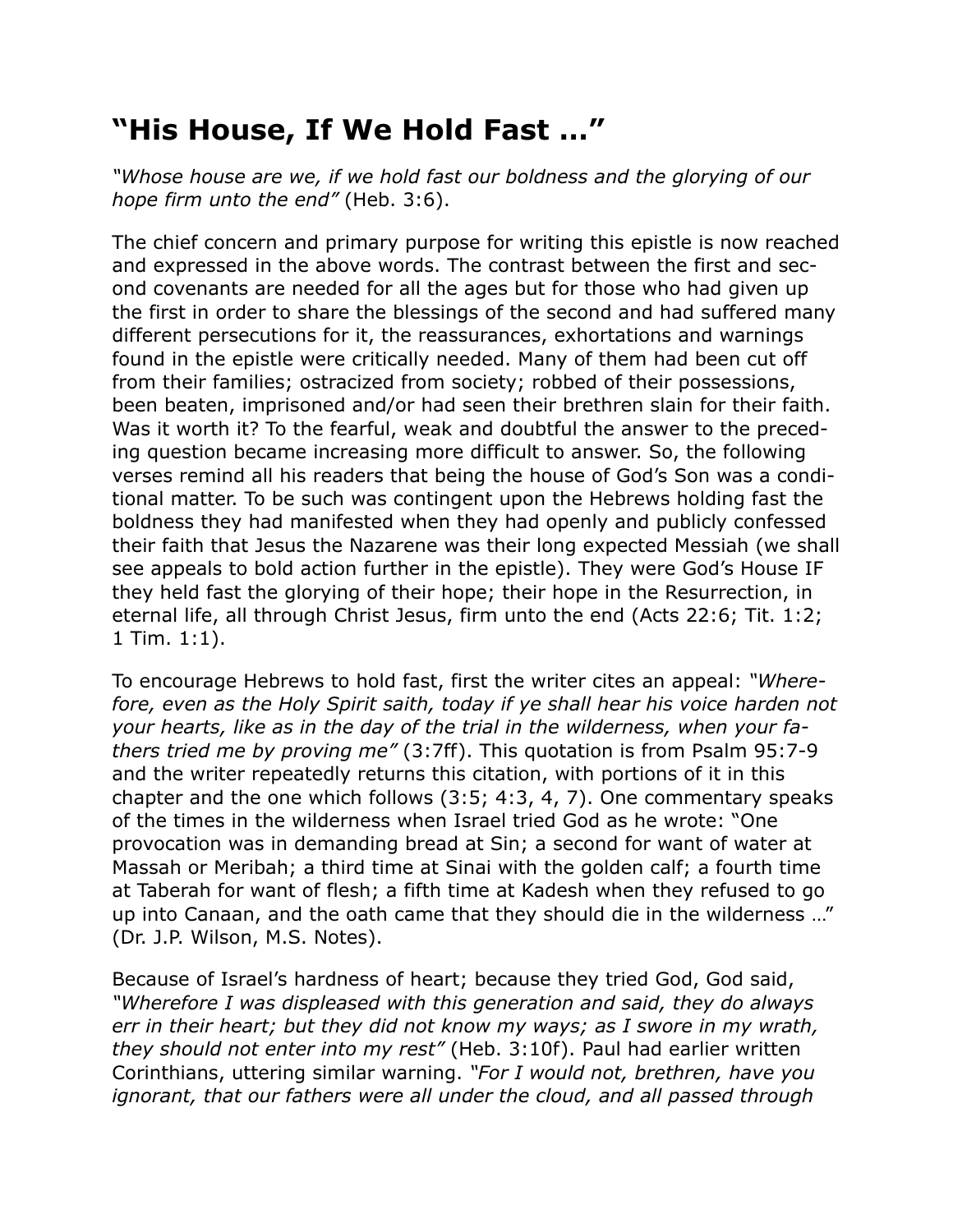# "His House, If We Hold Fast …"

*"Whose house are we, if we hold fast our boldness and the glorying of our hope firm unto the end"* (Heb. 3:6).

The chief concern and primary purpose for writing this epistle is now reached and expressed in the above words. The contrast between the first and second covenants are needed for all the ages but for those who had given up the first in order to share the blessings of the second and had suffered many different persecutions for it, the reassurances, exhortations and warnings found in the epistle were critically needed. Many of them had been cut off from their families; ostracized from society; robbed of their possessions, been beaten, imprisoned and/or had seen their brethren slain for their faith. Was it worth it? To the fearful, weak and doubtful the answer to the preceding question became increasing more difficult to answer. So, the following verses remind all his readers that being the house of God's Son was a conditional matter. To be such was contingent upon the Hebrews holding fast the boldness they had manifested when they had openly and publicly confessed their faith that Jesus the Nazarene was their long expected Messiah (we shall see appeals to bold action further in the epistle). They were God's House IF they held fast the glorying of their hope; their hope in the Resurrection, in eternal life, all through Christ Jesus, firm unto the end (Acts 22:6; Tit. 1:2; 1 Tim. 1:1).

To encourage Hebrews to hold fast, first the writer cites an appeal: *"Wherefore, even as the Holy Spirit saith, today if ye shall hear his voice harden not your hearts, like as in the day of the trial in the wilderness, when your fathers tried me by proving me"* (3:7ff). This quotation is from Psalm 95:7-9 and the writer repeatedly returns this citation, with portions of it in this chapter and the one which follows (3:5; 4:3, 4, 7). One commentary speaks of the times in the wilderness when Israel tried God as he wrote: "One provocation was in demanding bread at Sin; a second for want of water at Massah or Meribah; a third time at Sinai with the golden calf; a fourth time at Taberah for want of flesh; a fifth time at Kadesh when they refused to go up into Canaan, and the oath came that they should die in the wilderness …" (Dr. J.P. Wilson, M.S. Notes).

Because of Israel's hardness of heart; because they tried God, God said, *"Wherefore I was displeased with this generation and said, they do always err in their heart; but they did not know my ways; as I swore in my wrath, they should not enter into my rest"* (Heb. 3:10f). Paul had earlier written Corinthians, uttering similar warning. *"For I would not, brethren, have you ignorant, that our fathers were all under the cloud, and all passed through*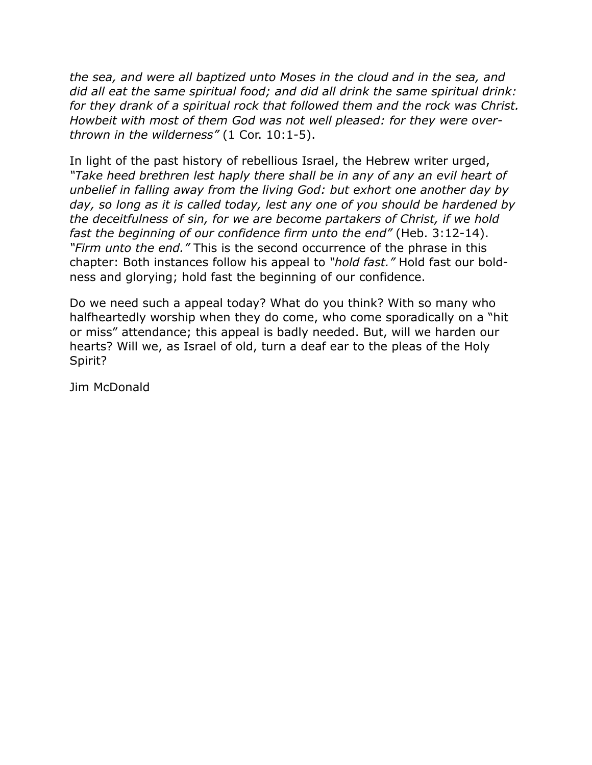*the sea, and were all baptized unto Moses in the cloud and in the sea, and did all eat the same spiritual food; and did all drink the same spiritual drink: for they drank of a spiritual rock that followed them and the rock was Christ. Howbeit with most of them God was not well pleased: for they were overthrown in the wilderness"* (1 Cor. 10:1-5).

In light of the past history of rebellious Israel, the Hebrew writer urged, *"Take heed brethren lest haply there shall be in any of any an evil heart of unbelief in falling away from the living God: but exhort one another day by day, so long as it is called today, lest any one of you should be hardened by the deceitfulness of sin, for we are become partakers of Christ, if we hold fast the beginning of our confidence firm unto the end"* (Heb. 3:12-14). *"Firm unto the end."* This is the second occurrence of the phrase in this chapter: Both instances follow his appeal to *"hold fast."* Hold fast our boldness and glorying; hold fast the beginning of our confidence.

Do we need such a appeal today? What do you think? With so many who halfheartedly worship when they do come, who come sporadically on a "hit or miss" attendance; this appeal is badly needed. But, will we harden our hearts? Will we, as Israel of old, turn a deaf ear to the pleas of the Holy Spirit?

Jim McDonald